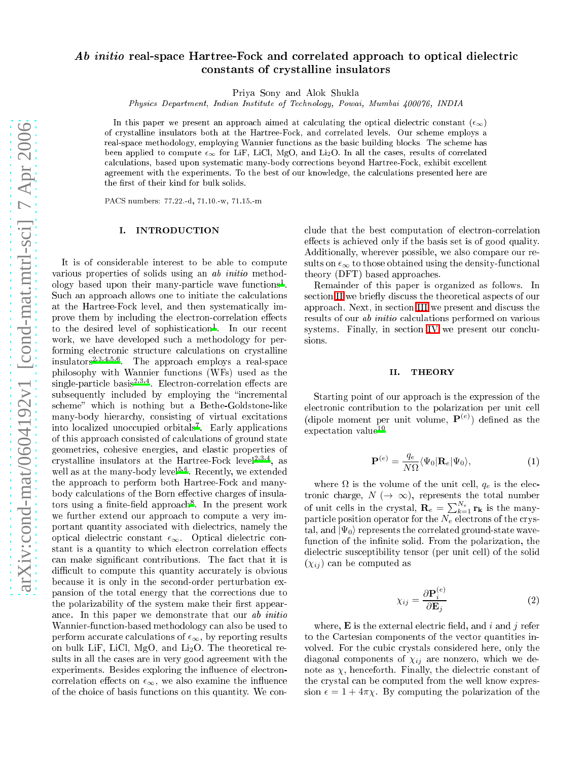# *Ab initio* real-space Hartree-Fock and correlated approach to optical dielectric constants of crystalline insulators

Priya Sony and Alok Shukla

*Physics Department, Indian Institute of Technology, Powai, Mumbai 400076, INDIA*

In this paper we present an approach aimed at calculating the optical dielectric constant ($\epsilon_\infty$) of crystalline insulators both at the Hartree-Fock, and correlated levels. Our scheme employs a real-space methodology, employing Wannier functions as the basic building blocks. The scheme has been applied to compute $\epsilon_\infty$ for LiF, LiCl, MgO, and $Li_2O$. In all the cases, results of correlated calculations, based upon systematic many-body corrections beyond Hartree-Fock, exhibit excellent agreement with the experiments. To the best of our knowledge, the calculations presented here are the first of their kind for bulk solids.

PACS numbers: 77.22.-d, 71.10.-w, 71.15.-m

## I. INTRODUCTION

It is of considerable interest to be able to compute various properties of solids using an *ab initio* methodology based upon their many-particle wave functions[1]. Such an approach allows one to initiate the calculations at the Hartree-Fock level, and then systematically improve them by including the electron-correlation effects to the desired level of sophistication[1]. In our recent work, we have developed such a methodology for performing electronic structure calculations on crystalline insulators[2,3,4,5,6]. The approach employs a real-space philosophy with Wannier functions (WFs) used as the single-particle basis[2,3,4]. Electron-correlation effects are subsequently included by employing the "incremental scheme" which is nothing but a Bethe-Goldstone-like many-body hierarchy, consisting of virtual excitations into localized unoccupied orbitals[7]. Early applications of this approach consisted of calculations of ground state geometries, cohesive energies, and elastic properties of crystalline insulators at the Hartree-Fock level[2,3,4], as well as at the many-body level[5,6]. Recently, we extended the approach to perform both Hartree-Fock and many-body calculations of the Born effective charges of insulators using a finite-field approach[8]. In the present work we further extend our approach to compute a very important quantity associated with dielectrics, namely the optical dielectric constant $\epsilon_\infty$. Optical dielectric constant is a quantity to which electron correlation effects can make significant contributions. The fact that it is difficult to compute this quantity accurately is obvious because it is only in the second-order perturbation expansion of the total energy that the corrections due to the polarizability of the system make their first appearance. In this paper we demonstrate that our *ab initio* Wannier-function-based methodology can also be used to perform accurate calculations of $\epsilon_\infty$, by reporting results on bulk LiF, LiCl, MgO, and $Li_2O$. The theoretical results in all the cases are in very good agreement with the experiments. Besides exploring the influence of electron-correlation effects on $\epsilon_\infty$, we also examine the influence of the choice of basis functions on this quantity. We conclude that the best computation of electron-correlation effects is achieved only if the basis set is of good quality. Additionally, wherever possible, we also compare our results on $\epsilon_\infty$ to those obtained using the density-functional theory (DFT) based approaches.

Remainder of this paper is organized as follows. In section II we briefly discuss the theoretical aspects of our approach. Next, in section III we present and discuss the results of our *ab initio* calculations performed on various systems. Finally, in section IV we present our conclusions.

## II. THEORY

Starting point of our approach is the expression of the electronic contribution to the polarization per unit cell (dipole moment per unit volume, $\mathbf{P}^{(e)}$) defined as the expectation value[10]

$$\mathbf{P}^{(e)} = \frac{q_e}{N\Omega}\langle\Psi_0|\mathbf{R}_e|\Psi_0\rangle, \tag{1}$$

where $\Omega$ is the volume of the unit cell, $q_e$ is the electronic charge, $N$ ($\rightarrow \infty$), represents the total number of unit cells in the crystal, $\mathbf{R}_e = \sum_{k=1}^{N_e}\mathbf{r_k}$ is the many-particle position operator for the $N_e$ electrons of the crystal, and $|\Psi_0\rangle$ represents the correlated ground-state wavefunction of the infinite solid. From the polarization, the dielectric susceptibility tensor (per unit cell) of the solid ($\chi_{ij}$) can be computed as

$$\chi_{ij} = \frac{\partial \mathbf{P}_i^{(e)}}{\partial \mathbf{E}_j} \tag{2}$$

where, $\mathbf{E}$ is the external electric field, and $i$ and $j$ refer to the Cartesian components of the vector quantities involved. For the cubic crystals considered here, only the diagonal components of $\chi_{ij}$ are nonzero, which we denote as $\chi$, henceforth. Finally, the dielectric constant of the crystal can be computed from the well know expression $\epsilon = 1 + 4\pi\chi$. By computing the polarization of the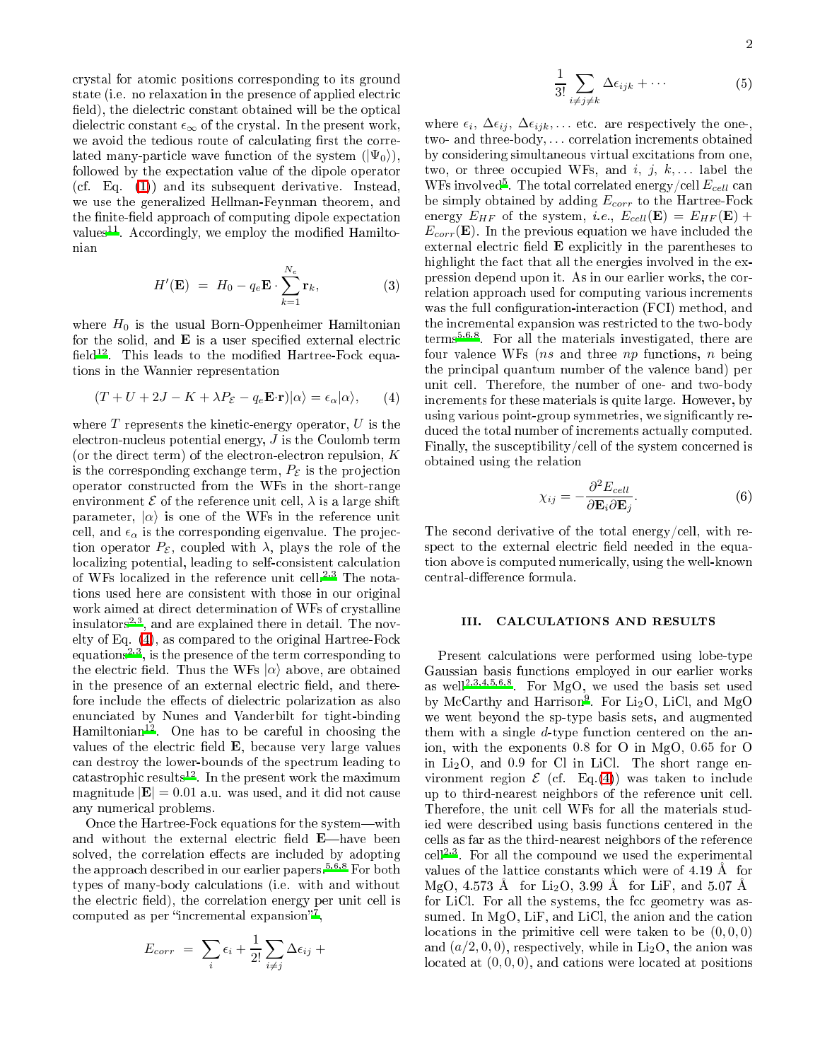crystal for atomic positions corresponding to its ground state (i.e. no relaxation in the presence of applied electric field), the dielectric constant obtained will be the optical dielectric constant $\epsilon_\infty$ of the crystal. In the present work, we avoid the tedious route of calculating first the correlated many-particle wave function of the system ($|\Psi_0\rangle$), followed by the expectation value of the dipole operator (cf. Eq. (1)) and its subsequent derivative. Instead, we use the generalized Hellman-Feynman theorem, and the finite-field approach of computing dipole expectation values[11]. Accordingly, we employ the modified Hamiltonian

$$H'(\mathbf{E}) \;=\; H_0 - q_e \mathbf{E}\cdot\sum_{k=1}^{N_e}\mathbf{r}_k, \qquad (3)$$

where $H_0$ is the usual Born-Oppenheimer Hamiltonian for the solid, and $\mathbf{E}$ is a user specified external electric field[12]. This leads to the modified Hartree-Fock equations in the Wannier representation

$$(T + U + 2J - K + \lambda P_{\mathcal{E}} - q_e\mathbf{E}\cdot\mathbf{r})|\alpha\rangle = \epsilon_\alpha|\alpha\rangle, \qquad (4)$$

where $T$ represents the kinetic-energy operator, $U$ is the electron-nucleus potential energy, $J$ is the Coulomb term (or the direct term) of the electron-electron repulsion, $K$ is the corresponding exchange term, $P_{\mathcal{E}}$ is the projection operator constructed from the WFs in the short-range environment $\mathcal{E}$ of the reference unit cell, $\lambda$ is a large shift parameter, $|\alpha\rangle$ is one of the WFs in the reference unit cell, and $\epsilon_\alpha$ is the corresponding eigenvalue. The projection operator $P_{\mathcal{E}}$, coupled with $\lambda$, plays the role of the localizing potential, leading to self-consistent calculation of WFs localized in the reference unit cell.[2,3] The notations used here are consistent with those in our original work aimed at direct determination of WFs of crystalline insulators[2,3], and are explained there in detail. The novelty of Eq. (4), as compared to the original Hartree-Fock equations[2,3], is the presence of the term corresponding to the electric field. Thus the WFs $|\alpha\rangle$ above, are obtained in the presence of an external electric field, and therefore include the effects of dielectric polarization as also enunciated by Nunes and Vanderbilt for tight-binding Hamiltonian[12]. One has to be careful in choosing the values of the electric field $\mathbf{E}$, because very large values can destroy the lower-bounds of the spectrum leading to catastrophic results[12]. In the present work the maximum magnitude $|\mathbf{E}| = 0.01$ a.u. was used, and it did not cause any numerical problems.

Once the Hartree-Fock equations for the system—with and without the external electric field $\mathbf{E}$—have been solved, the correlation effects are included by adopting the approach described in our earlier papers.[5,6,8] For both types of many-body calculations (i.e. with and without the electric field), the correlation energy per unit cell is computed as per "incremental expansion"[7],

$$E_{corr} \;=\; \sum_i \epsilon_i + \frac{1}{2!}\sum_{i\neq j}\Delta\epsilon_{ij} + \frac{1}{3!}\sum_{i\neq j\neq k}\Delta\epsilon_{ijk} + \cdots \qquad (5)$$

where $\epsilon_i$, $\Delta\epsilon_{ij}$, $\Delta\epsilon_{ijk}, \ldots$ etc. are respectively the one-, two- and three-body,... correlation increments obtained by considering simultaneous virtual excitations from one, two, or three occupied WFs, and $i$, $j$, $k, \ldots$ label the WFs involved[5]. The total correlated energy/cell $E_{cell}$ can be simply obtained by adding $E_{corr}$ to the Hartree-Fock energy $E_{HF}$ of the system, *i.e.*, $E_{cell}(\mathbf{E}) = E_{HF}(\mathbf{E}) + E_{corr}(\mathbf{E})$. In the previous equation we have included the external electric field $\mathbf{E}$ explicitly in the parentheses to highlight the fact that all the energies involved in the expression depend upon it. As in our earlier works, the correlation approach used for computing various increments was the full configuration-interaction (FCI) method, and the incremental expansion was restricted to the two-body terms[5,6,8]. For all the materials investigated, there are four valence WFs ($ns$ and three $np$ functions, $n$ being the principal quantum number of the valence band) per unit cell. Therefore, the number of one- and two-body increments for these materials is quite large. However, by using various point-group symmetries, we significantly reduced the total number of increments actually computed. Finally, the susceptibility/cell of the system concerned is obtained using the relation

$$\chi_{ij} = -\frac{\partial^2 E_{cell}}{\partial \mathbf{E}_i \partial \mathbf{E}_j}. \qquad (6)$$

The second derivative of the total energy/cell, with respect to the external electric field needed in the equation above is computed numerically, using the well-known central-difference formula.

## III. CALCULATIONS AND RESULTS

Present calculations were performed using lobe-type Gaussian basis functions employed in our earlier works as well[2,3,4,5,6,8]. For MgO, we used the basis set used by McCarthy and Harrison[9]. For $Li_2O$, LiCl, and MgO we went beyond the sp-type basis sets, and augmented them with a single $d$-type function centered on the anion, with the exponents 0.8 for O in MgO, 0.65 for O in $Li_2O$, and 0.9 for Cl in LiCl. The short range environment region $\mathcal{E}$ (cf. Eq.(4)) was taken to include up to third-nearest neighbors of the reference unit cell. Therefore, the unit cell WFs for all the materials studied were described using basis functions centered in the cells as far as the third-nearest neighbors of the reference cell[2,3]. For all the compound we used the experimental values of the lattice constants which were of 4.19 Å for MgO, 4.573 Å for $Li_2O$, 3.99 Å for LiF, and 5.07 Å for LiCl. For all the systems, the fcc geometry was assumed. In MgO, LiF, and LiCl, the anion and the cation locations in the primitive cell were taken to be $(0, 0, 0)$ and $(a/2, 0, 0)$, respectively, while in $Li_2O$, the anion was located at $(0, 0, 0)$, and cations were located at positions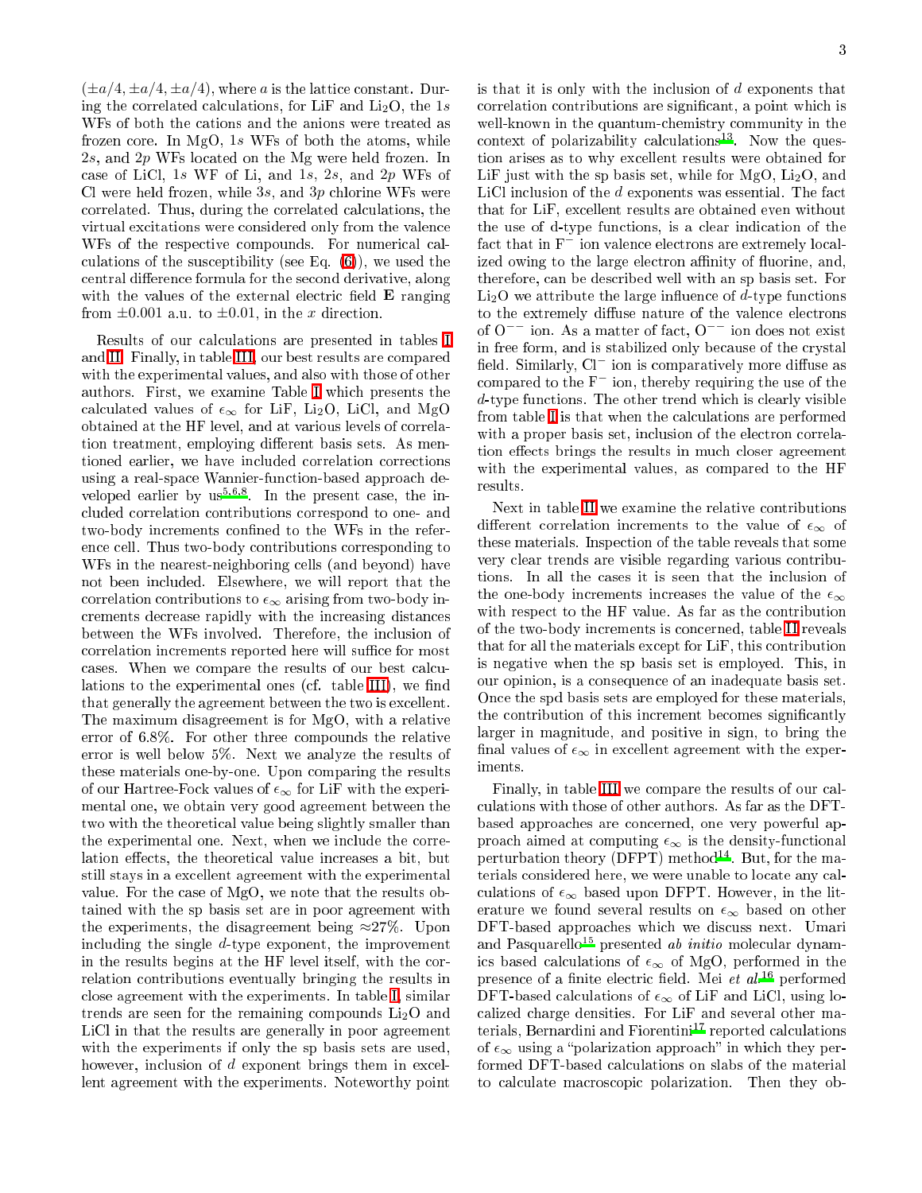$(\pm a/4, \pm a/4, \pm a/4)$, where $a$ is the lattice constant. During the correlated calculations, for LiF and $Li_2O$, the $1s$ WFs of both the cations and the anions were treated as frozen core. In MgO, $1s$ WFs of both the atoms, while $2s$, and $2p$ WFs located on the Mg were held frozen. In case of LiCl, $1s$ WF of Li, and $1s$, $2s$, and $2p$ WFs of Cl were held frozen, while $3s$, and $3p$ chlorine WFs were correlated. Thus, during the correlated calculations, the virtual excitations were considered only from the valence WFs of the respective compounds. For numerical calculations of the susceptibility (see Eq. (6)), we used the central difference formula for the second derivative, along with the values of the external electric field $\mathbf{E}$ ranging from $\pm 0.001$ a.u. to $\pm 0.01$, in the $x$ direction.

Results of our calculations are presented in tables I and II. Finally, in table III, our best results are compared with the experimental values, and also with those of other authors. First, we examine Table I which presents the calculated values of $\epsilon_\infty$ for LiF, $Li_2O$, LiCl, and MgO obtained at the HF level, and at various levels of correlation treatment, employing different basis sets. As mentioned earlier, we have included correlation corrections using a real-space Wannier-function-based approach developed earlier by us[5,6,8]. In the present case, the included correlation contributions correspond to one- and two-body increments confined to the WFs in the reference cell. Thus two-body contributions corresponding to WFs in the nearest-neighboring cells (and beyond) have not been included. Elsewhere, we will report that the correlation contributions to $\epsilon_\infty$ arising from two-body increments decrease rapidly with the increasing distances between the WFs involved. Therefore, the inclusion of correlation increments reported here will suffice for most cases. When we compare the results of our best calculations to the experimental ones (cf. table III), we find that generally the agreement between the two is excellent. The maximum disagreement is for MgO, with a relative error of 6.8%. For other three compounds the relative error is well below 5%. Next we analyze the results of these materials one-by-one. Upon comparing the results of our Hartree-Fock values of $\epsilon_\infty$ for LiF with the experimental one, we obtain very good agreement between the two with the theoretical value being slightly smaller than the experimental one. Next, when we include the correlation effects, the theoretical value increases a bit, but still stays in a excellent agreement with the experimental value. For the case of MgO, we note that the results obtained with the sp basis set are in poor agreement with the experiments, the disagreement being $\approx$27%. Upon including the single $d$-type exponent, the improvement in the results begins at the HF level itself, with the correlation contributions eventually bringing the results in close agreement with the experiments. In table I, similar trends are seen for the remaining compounds $Li_2O$ and LiCl in that the results are generally in poor agreement with the experiments if only the sp basis sets are used, however, inclusion of $d$ exponent brings them in excellent agreement with the experiments. Noteworthy point is that it is only with the inclusion of $d$ exponents that correlation contributions are significant, a point which is well-known in the quantum-chemistry community in the context of polarizability calculations[13]. Now the question arises as to why excellent results were obtained for LiF just with the sp basis set, while for MgO, $Li_2O$, and LiCl inclusion of the $d$ exponents was essential. The fact that for LiF, excellent results are obtained even without the use of d-type functions, is a clear indication of the fact that in $F^-$ ion valence electrons are extremely localized owing to the large electron affinity of fluorine, and, therefore, can be described well with an sp basis set. For $Li_2O$ we attribute the large influence of $d$-type functions to the extremely diffuse nature of the valence electrons of $O^{--}$ ion. As a matter of fact, $O^{--}$ ion does not exist in free form, and is stabilized only because of the crystal field. Similarly, $Cl^-$ ion is comparatively more diffuse as compared to the $F^-$ ion, thereby requiring the use of the $d$-type functions. The other trend which is clearly visible from table I is that when the calculations are performed with a proper basis set, inclusion of the electron correlation effects brings the results in much closer agreement with the experimental values, as compared to the HF results.

Next in table II we examine the relative contributions different correlation increments to the value of $\epsilon_\infty$ of these materials. Inspection of the table reveals that some very clear trends are visible regarding various contributions. In all the cases it is seen that the inclusion of the one-body increments increases the value of the $\epsilon_\infty$ with respect to the HF value. As far as the contribution of the two-body increments is concerned, table II reveals that for all the materials except for LiF, this contribution is negative when the sp basis set is employed. This, in our opinion, is a consequence of an inadequate basis set. Once the spd basis sets are employed for these materials, the contribution of this increment becomes significantly larger in magnitude, and positive in sign, to bring the final values of $\epsilon_\infty$ in excellent agreement with the experiments.

Finally, in table III we compare the results of our calculations with those of other authors. As far as the DFT-based approaches are concerned, one very powerful approach aimed at computing $\epsilon_\infty$ is the density-functional perturbation theory (DFPT) method[14]. But, for the materials considered here, we were unable to locate any calculations of $\epsilon_\infty$ based upon DFPT. However, in the literature we found several results on $\epsilon_\infty$ based on other DFT-based approaches which we discuss next. Umari and Pasquarello[15] presented *ab initio* molecular dynamics based calculations of $\epsilon_\infty$ of MgO, performed in the presence of a finite electric field. Mei *et al.*[16] performed DFT-based calculations of $\epsilon_\infty$ of LiF and LiCl, using localized charge densities. For LiF and several other materials, Bernardini and Fiorentini[17] reported calculations of $\epsilon_\infty$ using a "polarization approach" in which they performed DFT-based calculations on slabs of the material to calculate macroscopic polarization. Then they ob-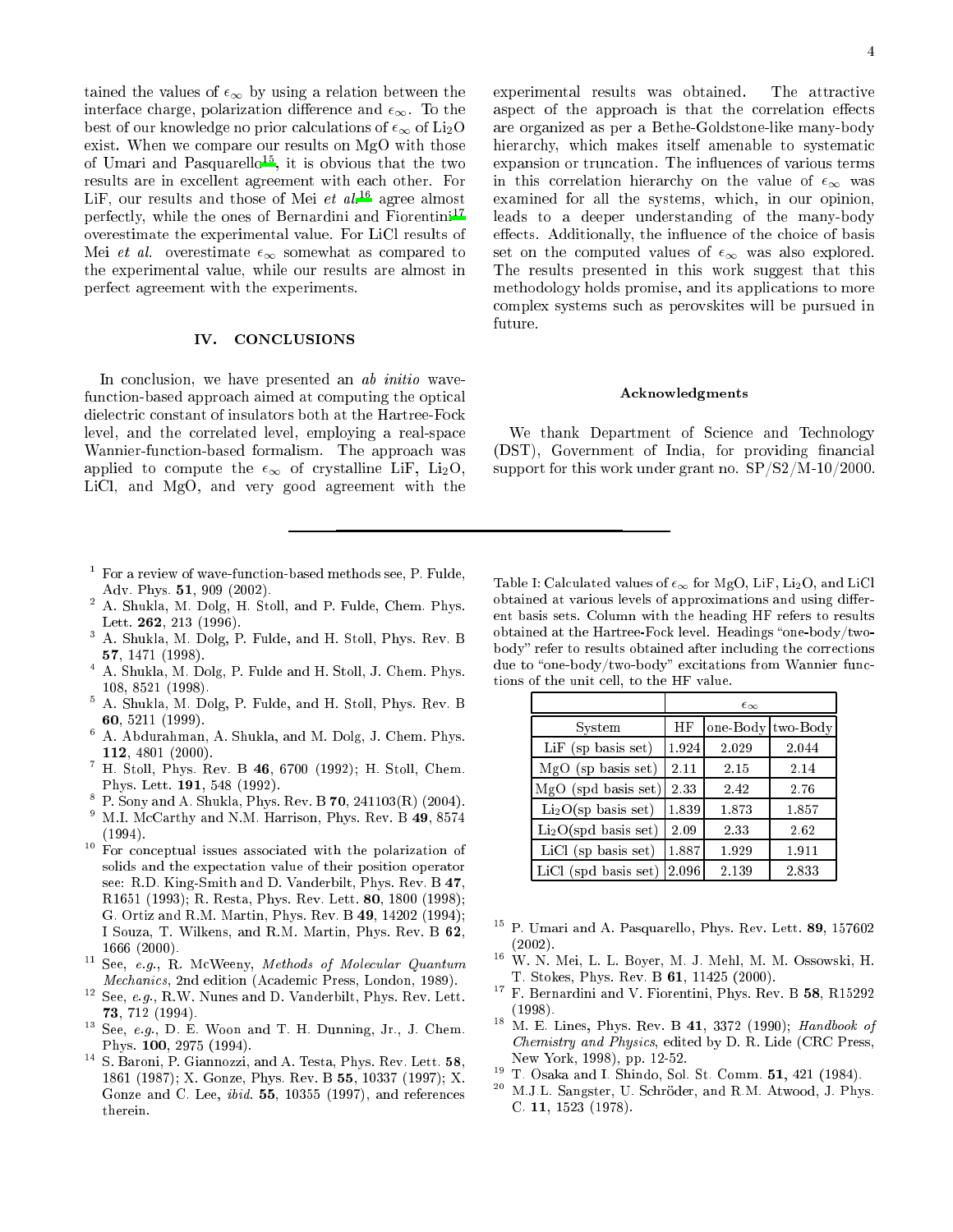tained the values of $\epsilon_\infty$ by using a relation between the interface charge, polarization difference and $\epsilon_\infty$. To the best of our knowledge no prior calculations of $\epsilon_\infty$ of $Li_2O$ exist. When we compare our results on MgO with those of Umari and Pasquarello[15], it is obvious that the two results are in excellent agreement with each other. For LiF, our results and those of Mei *et al.*[16] agree almost perfectly, while the ones of Bernardini and Fiorentini[17] overestimate the experimental value. For LiCl results of Mei *et al.* overestimate $\epsilon_\infty$ somewhat as compared to the experimental value, while our results are almost in perfect agreement with the experiments.

## IV. CONCLUSIONS

In conclusion, we have presented an *ab initio* wave-function-based approach aimed at computing the optical dielectric constant of insulators both at the Hartree-Fock level, and the correlated level, employing a real-space Wannier-function-based formalism. The approach was applied to compute the $\epsilon_\infty$ of crystalline LiF, $Li_2O$, LiCl, and MgO, and very good agreement with the experimental results was obtained. The attractive aspect of the approach is that the correlation effects are organized as per a Bethe-Goldstone-like many-body hierarchy, which makes itself amenable to systematic expansion or truncation. The influences of various terms in this correlation hierarchy on the value of $\epsilon_\infty$ was examined for all the systems, which, in our opinion, leads to a deeper understanding of the many-body effects. Additionally, the influence of the choice of basis set on the computed values of $\epsilon_\infty$ was also explored. The results presented in this work suggest that this methodology holds promise, and its applications to more complex systems such as perovskites will be pursued in future.

### Acknowledgments

We thank Department of Science and Technology (DST), Government of India, for providing financial support for this work under grant no. SP/S2/M-10/2000.

1. For a review of wave-function-based methods see, P. Fulde, Adv. Phys. **51**, 909 (2002).
2. A. Shukla, M. Dolg, H. Stoll, and P. Fulde, Chem. Phys. Lett. **262**, 213 (1996).
3. A. Shukla, M. Dolg, P. Fulde, and H. Stoll, Phys. Rev. B **57**, 1471 (1998).
4. A. Shukla, M. Dolg, P. Fulde and H. Stoll, J. Chem. Phys. 108, 8521 (1998).
5. A. Shukla, M. Dolg, P. Fulde, and H. Stoll, Phys. Rev. B **60**, 5211 (1999).
6. A. Abdurahman, A. Shukla, and M. Dolg, J. Chem. Phys. **112**, 4801 (2000).
7. H. Stoll, Phys. Rev. B **46**, 6700 (1992); H. Stoll, Chem. Phys. Lett. **191**, 548 (1992).
8. P. Sony and A. Shukla, Phys. Rev. B **70**, 241103(R) (2004).
9. M.I. McCarthy and N.M. Harrison, Phys. Rev. B **49**, 8574 (1994).
10. For conceptual issues associated with the polarization of solids and the expectation value of their position operator see: R.D. King-Smith and D. Vanderbilt, Phys. Rev. B **47**, R1651 (1993); R. Resta, Phys. Rev. Lett. **80**, 1800 (1998); G. Ortiz and R.M. Martin, Phys. Rev. B **49**, 14202 (1994); I Souza, T. Wilkens, and R.M. Martin, Phys. Rev. B **62**, 1666 (2000).
11. See, *e.g.*, R. McWeeny, *Methods of Molecular Quantum Mechanics*, 2nd edition (Academic Press, London, 1989).
12. See, *e.g.*, R.W. Nunes and D. Vanderbilt, Phys. Rev. Lett. **73**, 712 (1994).
13. See, *e.g.*, D. E. Woon and T. H. Dunning, Jr., J. Chem. Phys. **100**, 2975 (1994).
14. S. Baroni, P. Giannozzi, and A. Testa, Phys. Rev. Lett. **58**, 1861 (1987); X. Gonze, Phys. Rev. B **55**, 10337 (1997); X. Gonze and C. Lee, *ibid.* **55**, 10355 (1997), and references therein.

Table I: Calculated values of $\epsilon_\infty$ for MgO, LiF, $Li_2O$, and LiCl obtained at various levels of approximations and using different basis sets. Column with the heading HF refers to results obtained at the Hartree-Fock level. Headings "one-body/two-body" refer to results obtained after including the corrections due to "one-body/two-body" excitations from Wannier functions of the unit cell, to the HF value.

| | $\epsilon_\infty$ | | |
|---|---|---|---|
| System | HF | one-Body | two-Body |
| LiF (sp basis set) | 1.924 | 2.029 | 2.044 |
| MgO (sp basis set) | 2.11 | 2.15 | 2.14 |
| MgO (spd basis set) | 2.33 | 2.42 | 2.76 |
| $Li_2O$(sp basis set) | 1.839 | 1.873 | 1.857 |
| $Li_2O$(spd basis set) | 2.09 | 2.33 | 2.62 |
| LiCl (sp basis set) | 1.887 | 1.929 | 1.911 |
| LiCl (spd basis set) | 2.096 | 2.139 | 2.833 |

15. P. Umari and A. Pasquarello, Phys. Rev. Lett. **89**, 157602 (2002).
16. W. N. Mei, L. L. Boyer, M. J. Mehl, M. M. Ossowski, H. T. Stokes, Phys. Rev. B **61**, 11425 (2000).
17. F. Bernardini and V. Fiorentini, Phys. Rev. B **58**, R15292 (1998).
18. M. E. Lines, Phys. Rev. B **41**, 3372 (1990); *Handbook of Chemistry and Physics*, edited by D. R. Lide (CRC Press, New York, 1998), pp. 12-52.
19. T. Osaka and I. Shindo, Sol. St. Comm. **51,** 421 (1984).
20. M.J.L. Sangster, U. Schröder, and R.M. Atwood, J. Phys. C. **11**, 1523 (1978).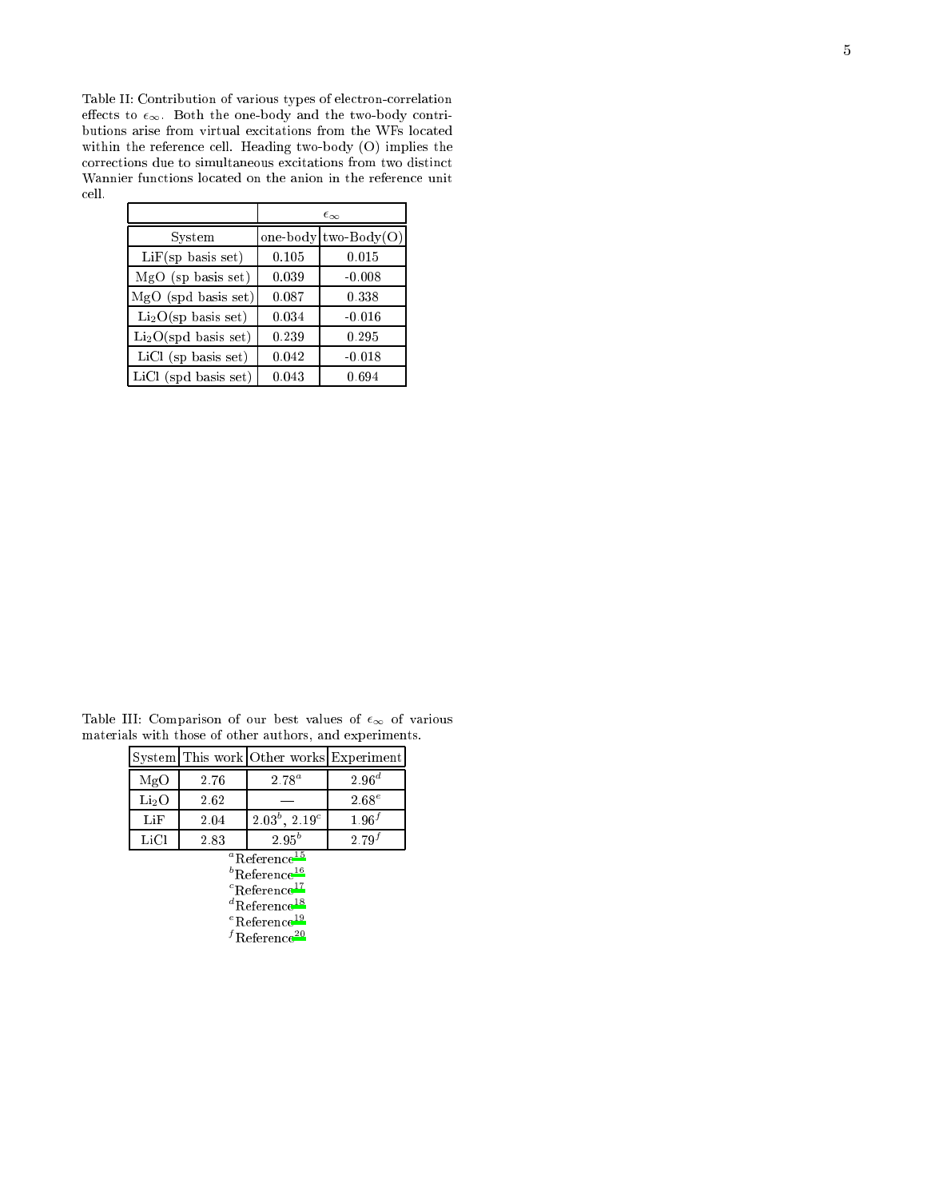Table II: Contribution of various types of electron-correlation effects to $\epsilon_\infty$. Both the one-body and the two-body contributions arise from virtual excitations from the WFs located within the reference cell. Heading two-body (O) implies the corrections due to simultaneous excitations from two distinct Wannier functions located on the anion in the reference unit cell.

| | $\epsilon_\infty$ | |
|---|---|---|
| System | one-body | two-Body(O) |
| LiF(sp basis set) | 0.105 | 0.015 |
| MgO (sp basis set) | 0.039 | -0.008 |
| MgO (spd basis set) | 0.087 | 0.338 |
| $Li_2O$(sp basis set) | 0.034 | -0.016 |
| $Li_2O$(spd basis set) | 0.239 | 0.295 |
| LiCl (sp basis set) | 0.042 | -0.018 |
| LiCl (spd basis set) | 0.043 | 0.694 |

Table III: Comparison of our best values of $\epsilon_\infty$ of various materials with those of other authors, and experiments.

| System | This work | Other works | Experiment |
|---|---|---|---|
| MgO | 2.76 | 2.78[a] | 2.96[d] |
| $Li_2O$ | 2.62 | — | 2.68[e] |
| LiF | 2.04 | 2.03[b], 2.19[c] | 1.96[f] |
| LiCl | 2.83 | 2.95[b] | 2.79[f] |

[a]Reference[15]
[b]Reference[16]
[c]Reference[17]
[d]Reference[18]
[e]Reference[19]
[f]Reference[20]